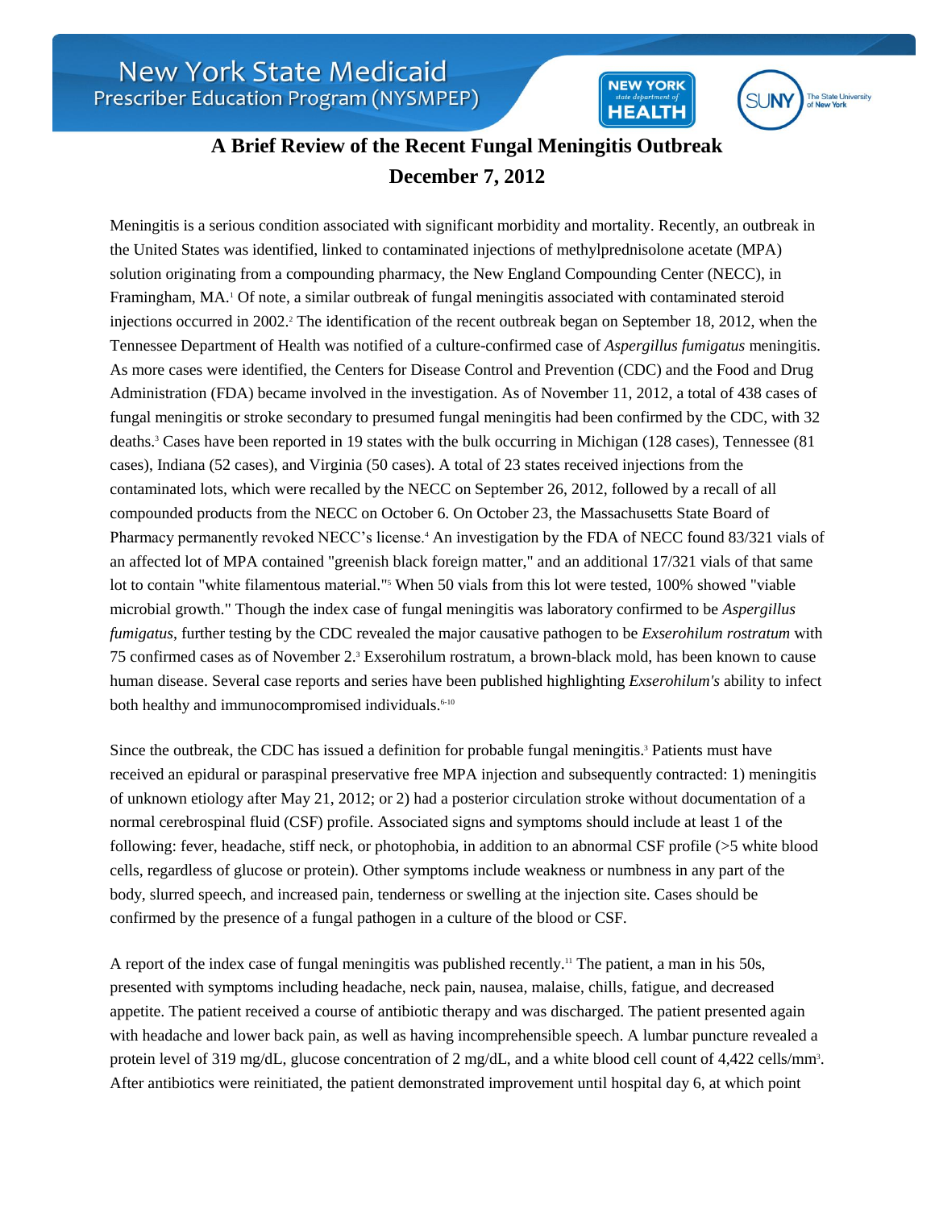New York State Medicaid Prescriber Education Program (NYSMPEP)

# A Brief Review of the Recent Fungal Meningitis Outbreak

## December 7, 2012

Meningitis is a serious condition associated with significant morbidity and mortality. Recently, an outbreak in the United States was identified, linked to contaminated injections of methylprednisolone acetate (MPA) solution originating from a compounding pharmacy, the New England Compounding Center (NECC), in Framingham, MA.[1] Of note, a similar outbreak of fungal meningitis associated with contaminated steroid injections occurred in 2002.[2] The identification of the recent outbreak began on September 18, 2012, when the Tennessee Department of Health was notified of a culture-confirmed case of *Aspergillus fumigatus* meningitis. As more cases were identified, the Centers for Disease Control and Prevention (CDC) and the Food and Drug Administration (FDA) became involved in the investigation. As of November 11, 2012, a total of 438 cases of fungal meningitis or stroke secondary to presumed fungal meningitis had been confirmed by the CDC, with 32 deaths.[3] Cases have been reported in 19 states with the bulk occurring in Michigan (128 cases), Tennessee (81 cases), Indiana (52 cases), and Virginia (50 cases). A total of 23 states received injections from the contaminated lots, which were recalled by the NECC on September 26, 2012, followed by a recall of all compounded products from the NECC on October 6. On October 23, the Massachusetts State Board of Pharmacy permanently revoked NECC's license.[4] An investigation by the FDA of NECC found 83/321 vials of an affected lot of MPA contained "greenish black foreign matter," and an additional 17/321 vials of that same lot to contain "white filamentous material."[5] When 50 vials from this lot were tested, 100% showed "viable microbial growth." Though the index case of fungal meningitis was laboratory confirmed to be *Aspergillus fumigatus*, further testing by the CDC revealed the major causative pathogen to be *Exserohilum rostratum* with 75 confirmed cases as of November 2.[3] Exserohilum rostratum, a brown-black mold, has been known to cause human disease. Several case reports and series have been published highlighting *Exserohilum's* ability to infect both healthy and immunocompromised individuals.[6-10]

Since the outbreak, the CDC has issued a definition for probable fungal meningitis.[3] Patients must have received an epidural or paraspinal preservative free MPA injection and subsequently contracted: 1) meningitis of unknown etiology after May 21, 2012; or 2) had a posterior circulation stroke without documentation of a normal cerebrospinal fluid (CSF) profile. Associated signs and symptoms should include at least 1 of the following: fever, headache, stiff neck, or photophobia, in addition to an abnormal CSF profile (>5 white blood cells, regardless of glucose or protein). Other symptoms include weakness or numbness in any part of the body, slurred speech, and increased pain, tenderness or swelling at the injection site. Cases should be confirmed by the presence of a fungal pathogen in a culture of the blood or CSF.

A report of the index case of fungal meningitis was published recently.[11] The patient, a man in his 50s, presented with symptoms including headache, neck pain, nausea, malaise, chills, fatigue, and decreased appetite. The patient received a course of antibiotic therapy and was discharged. The patient presented again with headache and lower back pain, as well as having incomprehensible speech. A lumbar puncture revealed a protein level of 319 mg/dL, glucose concentration of 2 mg/dL, and a white blood cell count of 4,422 cells/mm$^3$. After antibiotics were reinitiated, the patient demonstrated improvement until hospital day 6, at which point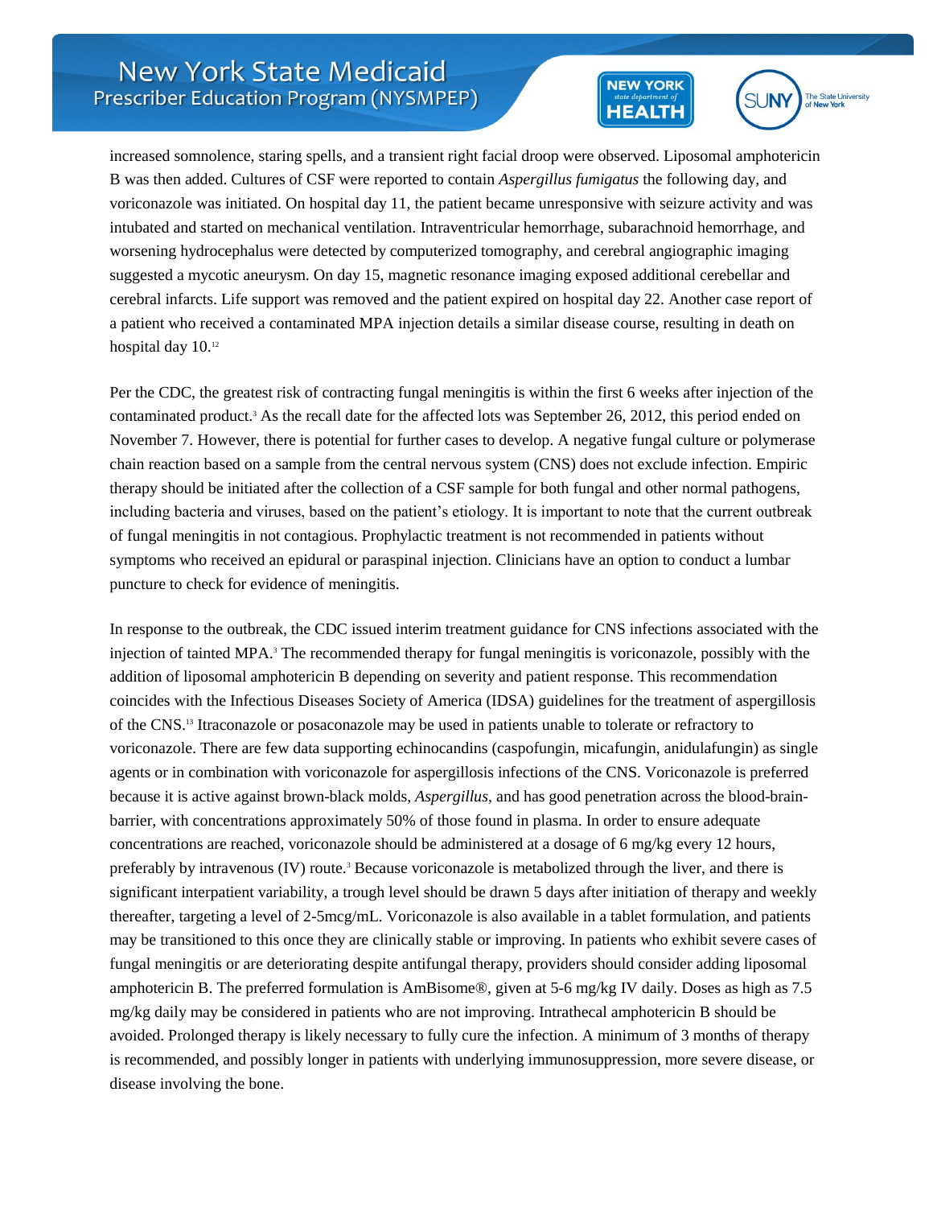increased somnolence, staring spells, and a transient right facial droop were observed. Liposomal amphotericin B was then added. Cultures of CSF were reported to contain *Aspergillus fumigatus* the following day, and voriconazole was initiated. On hospital day 11, the patient became unresponsive with seizure activity and was intubated and started on mechanical ventilation. Intraventricular hemorrhage, subarachnoid hemorrhage, and worsening hydrocephalus were detected by computerized tomography, and cerebral angiographic imaging suggested a mycotic aneurysm. On day 15, magnetic resonance imaging exposed additional cerebellar and cerebral infarcts. Life support was removed and the patient expired on hospital day 22. Another case report of a patient who received a contaminated MPA injection details a similar disease course, resulting in death on hospital day 10.[12]

Per the CDC, the greatest risk of contracting fungal meningitis is within the first 6 weeks after injection of the contaminated product.[3] As the recall date for the affected lots was September 26, 2012, this period ended on November 7. However, there is potential for further cases to develop. A negative fungal culture or polymerase chain reaction based on a sample from the central nervous system (CNS) does not exclude infection. Empiric therapy should be initiated after the collection of a CSF sample for both fungal and other normal pathogens, including bacteria and viruses, based on the patient's etiology. It is important to note that the current outbreak of fungal meningitis in not contagious. Prophylactic treatment is not recommended in patients without symptoms who received an epidural or paraspinal injection. Clinicians have an option to conduct a lumbar puncture to check for evidence of meningitis.

In response to the outbreak, the CDC issued interim treatment guidance for CNS infections associated with the injection of tainted MPA.[3] The recommended therapy for fungal meningitis is voriconazole, possibly with the addition of liposomal amphotericin B depending on severity and patient response. This recommendation coincides with the Infectious Diseases Society of America (IDSA) guidelines for the treatment of aspergillosis of the CNS.[13] Itraconazole or posaconazole may be used in patients unable to tolerate or refractory to voriconazole. There are few data supporting echinocandins (caspofungin, micafungin, anidulafungin) as single agents or in combination with voriconazole for aspergillosis infections of the CNS. Voriconazole is preferred because it is active against brown-black molds, *Aspergillus*, and has good penetration across the blood-brain-barrier, with concentrations approximately 50% of those found in plasma. In order to ensure adequate concentrations are reached, voriconazole should be administered at a dosage of 6 mg/kg every 12 hours, preferably by intravenous (IV) route.[3] Because voriconazole is metabolized through the liver, and there is significant interpatient variability, a trough level should be drawn 5 days after initiation of therapy and weekly thereafter, targeting a level of 2-5mcg/mL. Voriconazole is also available in a tablet formulation, and patients may be transitioned to this once they are clinically stable or improving. In patients who exhibit severe cases of fungal meningitis or are deteriorating despite antifungal therapy, providers should consider adding liposomal amphotericin B. The preferred formulation is AmBisome®, given at 5-6 mg/kg IV daily. Doses as high as 7.5 mg/kg daily may be considered in patients who are not improving. Intrathecal amphotericin B should be avoided. Prolonged therapy is likely necessary to fully cure the infection. A minimum of 3 months of therapy is recommended, and possibly longer in patients with underlying immunosuppression, more severe disease, or disease involving the bone.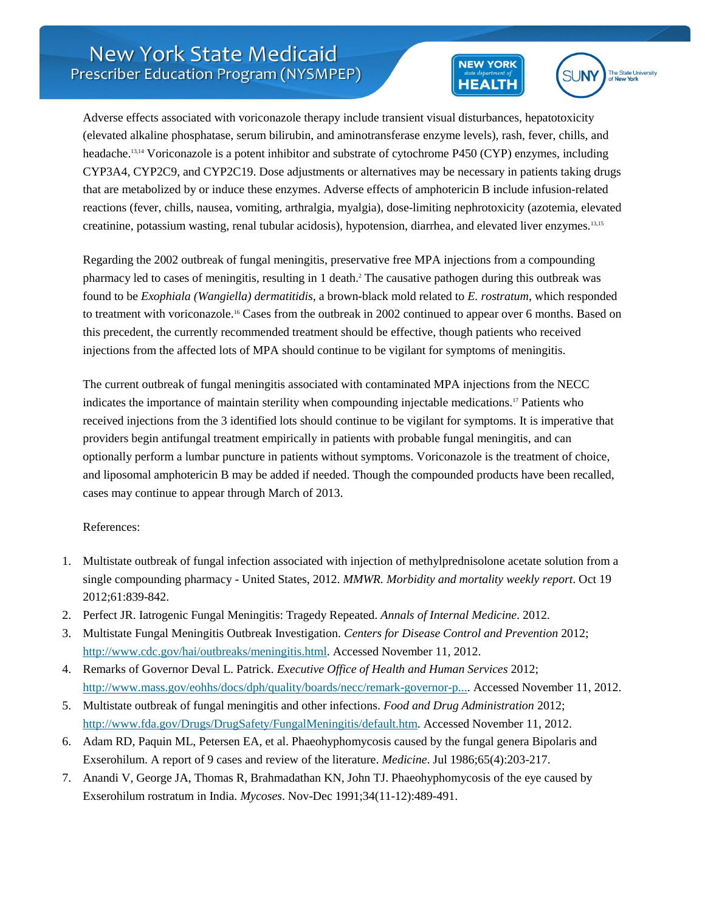Adverse effects associated with voriconazole therapy include transient visual disturbances, hepatotoxicity (elevated alkaline phosphatase, serum bilirubin, and aminotransferase enzyme levels), rash, fever, chills, and headache.[13,14] Voriconazole is a potent inhibitor and substrate of cytochrome P450 (CYP) enzymes, including CYP3A4, CYP2C9, and CYP2C19. Dose adjustments or alternatives may be necessary in patients taking drugs that are metabolized by or induce these enzymes. Adverse effects of amphotericin B include infusion-related reactions (fever, chills, nausea, vomiting, arthralgia, myalgia), dose-limiting nephrotoxicity (azotemia, elevated creatinine, potassium wasting, renal tubular acidosis), hypotension, diarrhea, and elevated liver enzymes.[13,15]

Regarding the 2002 outbreak of fungal meningitis, preservative free MPA injections from a compounding pharmacy led to cases of meningitis, resulting in 1 death.[2] The causative pathogen during this outbreak was found to be *Exophiala (Wangiella) dermatitidis*, a brown-black mold related to *E. rostratum*, which responded to treatment with voriconazole.[16] Cases from the outbreak in 2002 continued to appear over 6 months. Based on this precedent, the currently recommended treatment should be effective, though patients who received injections from the affected lots of MPA should continue to be vigilant for symptoms of meningitis.

The current outbreak of fungal meningitis associated with contaminated MPA injections from the NECC indicates the importance of maintain sterility when compounding injectable medications.[17] Patients who received injections from the 3 identified lots should continue to be vigilant for symptoms. It is imperative that providers begin antifungal treatment empirically in patients with probable fungal meningitis, and can optionally perform a lumbar puncture in patients without symptoms. Voriconazole is the treatment of choice, and liposomal amphotericin B may be added if needed. Though the compounded products have been recalled, cases may continue to appear through March of 2013.

References:

1. Multistate outbreak of fungal infection associated with injection of methylprednisolone acetate solution from a single compounding pharmacy - United States, 2012. *MMWR. Morbidity and mortality weekly report*. Oct 19 2012;61:839-842.
2. Perfect JR. Iatrogenic Fungal Meningitis: Tragedy Repeated. *Annals of Internal Medicine*. 2012.
3. Multistate Fungal Meningitis Outbreak Investigation. *Centers for Disease Control and Prevention* 2012; http://www.cdc.gov/hai/outbreaks/meningitis.html. Accessed November 11, 2012.
4. Remarks of Governor Deval L. Patrick. *Executive Office of Health and Human Services* 2012; http://www.mass.gov/eohhs/docs/dph/quality/boards/necc/remark-governor-p.... Accessed November 11, 2012.
5. Multistate outbreak of fungal meningitis and other infections. *Food and Drug Administration* 2012; http://www.fda.gov/Drugs/DrugSafety/FungalMeningitis/default.htm. Accessed November 11, 2012.
6. Adam RD, Paquin ML, Petersen EA, et al. Phaeohyphomycosis caused by the fungal genera Bipolaris and Exserohilum. A report of 9 cases and review of the literature. *Medicine*. Jul 1986;65(4):203-217.
7. Anandi V, George JA, Thomas R, Brahmadathan KN, John TJ. Phaeohyphomycosis of the eye caused by Exserohilum rostratum in India. *Mycoses*. Nov-Dec 1991;34(11-12):489-491.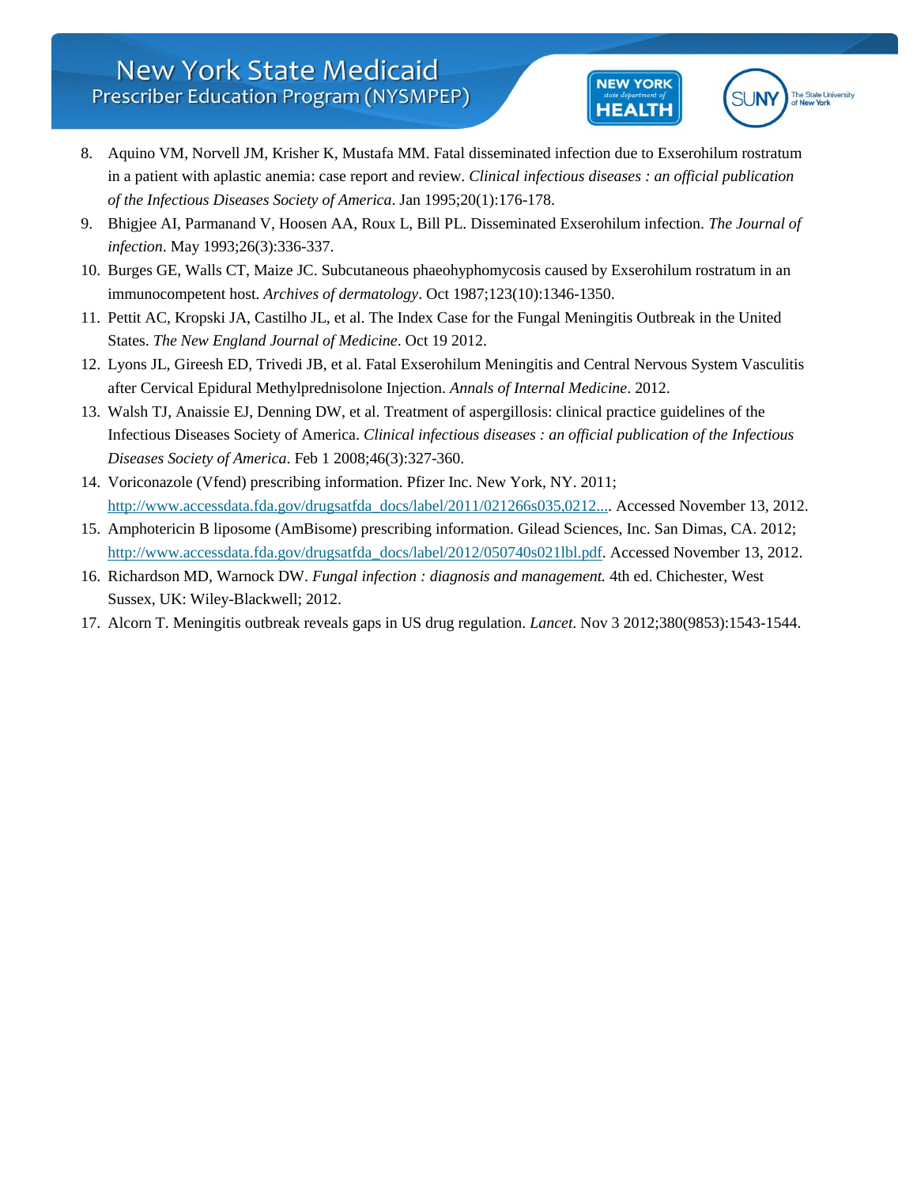8. Aquino VM, Norvell JM, Krisher K, Mustafa MM. Fatal disseminated infection due to Exserohilum rostratum in a patient with aplastic anemia: case report and review. *Clinical infectious diseases : an official publication of the Infectious Diseases Society of America*. Jan 1995;20(1):176-178.
9. Bhigjee AI, Parmanand V, Hoosen AA, Roux L, Bill PL. Disseminated Exserohilum infection. *The Journal of infection*. May 1993;26(3):336-337.
10. Burges GE, Walls CT, Maize JC. Subcutaneous phaeohyphomycosis caused by Exserohilum rostratum in an immunocompetent host. *Archives of dermatology*. Oct 1987;123(10):1346-1350.
11. Pettit AC, Kropski JA, Castilho JL, et al. The Index Case for the Fungal Meningitis Outbreak in the United States. *The New England Journal of Medicine*. Oct 19 2012.
12. Lyons JL, Gireesh ED, Trivedi JB, et al. Fatal Exserohilum Meningitis and Central Nervous System Vasculitis after Cervical Epidural Methylprednisolone Injection. *Annals of Internal Medicine*. 2012.
13. Walsh TJ, Anaissie EJ, Denning DW, et al. Treatment of aspergillosis: clinical practice guidelines of the Infectious Diseases Society of America. *Clinical infectious diseases : an official publication of the Infectious Diseases Society of America*. Feb 1 2008;46(3):327-360.
14. Voriconazole (Vfend) prescribing information. Pfizer Inc. New York, NY. 2011; http://www.accessdata.fda.gov/drugsatfda_docs/label/2011/021266s035,0212.... Accessed November 13, 2012.
15. Amphotericin B liposome (AmBisome) prescribing information. Gilead Sciences, Inc. San Dimas, CA. 2012; http://www.accessdata.fda.gov/drugsatfda_docs/label/2012/050740s021lbl.pdf. Accessed November 13, 2012.
16. Richardson MD, Warnock DW. *Fungal infection : diagnosis and management.* 4th ed. Chichester, West Sussex, UK: Wiley-Blackwell; 2012.
17. Alcorn T. Meningitis outbreak reveals gaps in US drug regulation. *Lancet*. Nov 3 2012;380(9853):1543-1544.